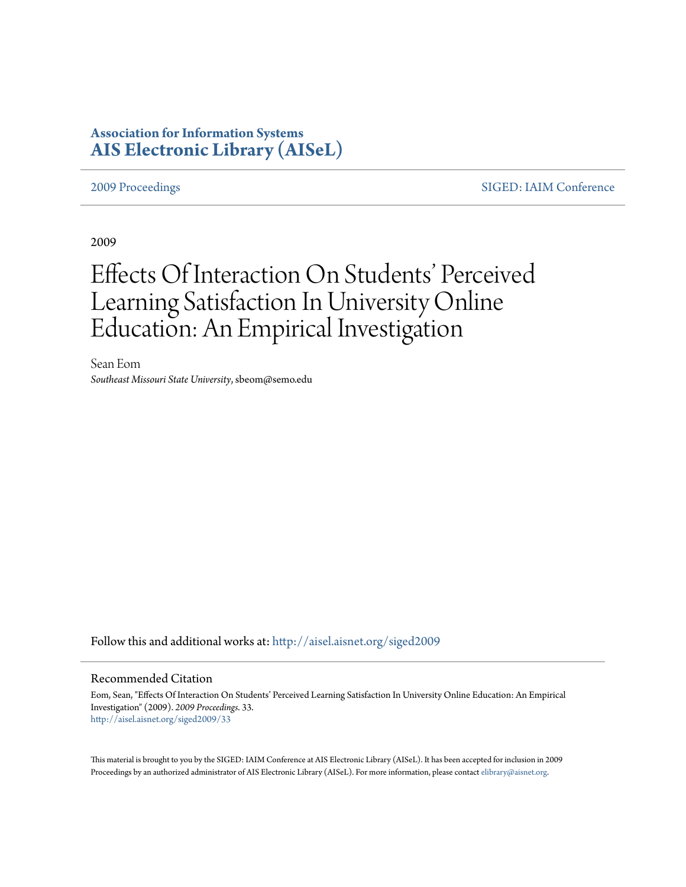**Association for Information Systems**
**AIS Electronic Library (AISeL)**

2009 Proceedings

SIGED: IAIM Conference

2009

# Effects Of Interaction On Students' Perceived Learning Satisfaction In University Online Education: An Empirical Investigation

Sean Eom
*Southeast Missouri State University*, sbeom@semo.edu

Follow this and additional works at: http://aisel.aisnet.org/siged2009

## Recommended Citation

Eom, Sean, "Effects Of Interaction On Students' Perceived Learning Satisfaction In University Online Education: An Empirical Investigation" (2009). *2009 Proceedings*. 33.
http://aisel.aisnet.org/siged2009/33

This material is brought to you by the SIGED: IAIM Conference at AIS Electronic Library (AISeL). It has been accepted for inclusion in 2009 Proceedings by an authorized administrator of AIS Electronic Library (AISeL). For more information, please contact elibrary@aisnet.org.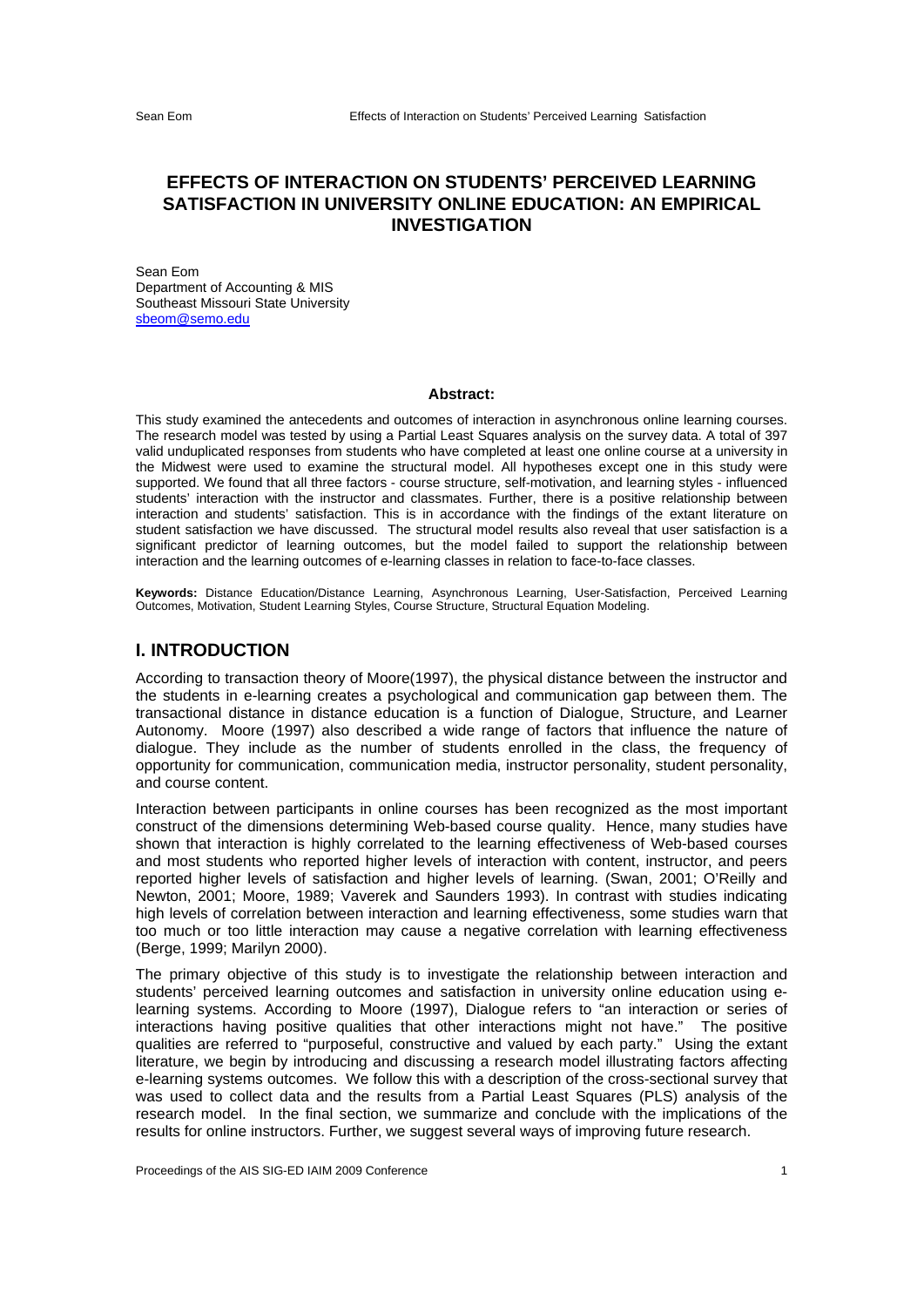# EFFECTS OF INTERACTION ON STUDENTS' PERCEIVED LEARNING SATISFACTION IN UNIVERSITY ONLINE EDUCATION: AN EMPIRICAL INVESTIGATION

Sean Eom
Department of Accounting & MIS
Southeast Missouri State University
sbeom@semo.edu

**Abstract:**

This study examined the antecedents and outcomes of interaction in asynchronous online learning courses. The research model was tested by using a Partial Least Squares analysis on the survey data. A total of 397 valid unduplicated responses from students who have completed at least one online course at a university in the Midwest were used to examine the structural model. All hypotheses except one in this study were supported. We found that all three factors - course structure, self-motivation, and learning styles - influenced students' interaction with the instructor and classmates. Further, there is a positive relationship between interaction and students' satisfaction. This is in accordance with the findings of the extant literature on student satisfaction we have discussed. The structural model results also reveal that user satisfaction is a significant predictor of learning outcomes, but the model failed to support the relationship between interaction and the learning outcomes of e-learning classes in relation to face-to-face classes.

**Keywords:** Distance Education/Distance Learning, Asynchronous Learning, User-Satisfaction, Perceived Learning Outcomes, Motivation, Student Learning Styles, Course Structure, Structural Equation Modeling.

## I. INTRODUCTION

According to transaction theory of Moore(1997), the physical distance between the instructor and the students in e-learning creates a psychological and communication gap between them. The transactional distance in distance education is a function of Dialogue, Structure, and Learner Autonomy. Moore (1997) also described a wide range of factors that influence the nature of dialogue. They include as the number of students enrolled in the class, the frequency of opportunity for communication, communication media, instructor personality, student personality, and course content.

Interaction between participants in online courses has been recognized as the most important construct of the dimensions determining Web-based course quality. Hence, many studies have shown that interaction is highly correlated to the learning effectiveness of Web-based courses and most students who reported higher levels of interaction with content, instructor, and peers reported higher levels of satisfaction and higher levels of learning. (Swan, 2001; O'Reilly and Newton, 2001; Moore, 1989; Vaverek and Saunders 1993). In contrast with studies indicating high levels of correlation between interaction and learning effectiveness, some studies warn that too much or too little interaction may cause a negative correlation with learning effectiveness (Berge, 1999; Marilyn 2000).

The primary objective of this study is to investigate the relationship between interaction and students' perceived learning outcomes and satisfaction in university online education using e-learning systems. According to Moore (1997), Dialogue refers to "an interaction or series of interactions having positive qualities that other interactions might not have." The positive qualities are referred to "purposeful, constructive and valued by each party." Using the extant literature, we begin by introducing and discussing a research model illustrating factors affecting e-learning systems outcomes. We follow this with a description of the cross-sectional survey that was used to collect data and the results from a Partial Least Squares (PLS) analysis of the research model. In the final section, we summarize and conclude with the implications of the results for online instructors. Further, we suggest several ways of improving future research.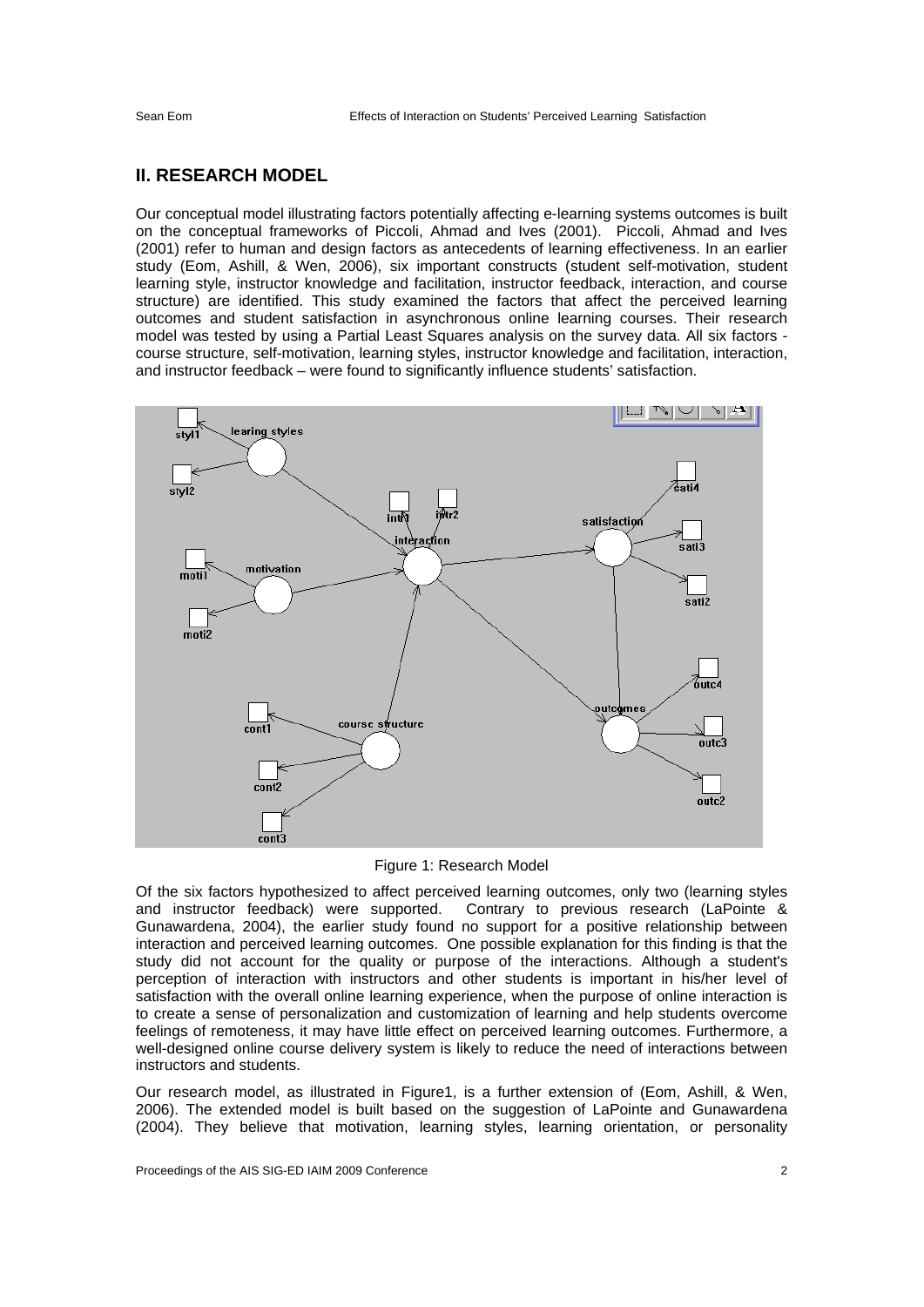## II. RESEARCH MODEL

Our conceptual model illustrating factors potentially affecting e-learning systems outcomes is built on the conceptual frameworks of Piccoli, Ahmad and Ives (2001). Piccoli, Ahmad and Ives (2001) refer to human and design factors as antecedents of learning effectiveness. In an earlier study (Eom, Ashill, & Wen, 2006), six important constructs (student self-motivation, student learning style, instructor knowledge and facilitation, instructor feedback, interaction, and course structure) are identified. This study examined the factors that affect the perceived learning outcomes and student satisfaction in asynchronous online learning courses. Their research model was tested by using a Partial Least Squares analysis on the survey data. All six factors - course structure, self-motivation, learning styles, instructor knowledge and facilitation, interaction, and instructor feedback – were found to significantly influence students' satisfaction.

styl1
learing styles
styl2
intr1
intr2
interaction
satisfaction
sati4
sati3
sati2
moti1
motivation
moti2
outcomes
outc4
outc3
outc2
cont1
course structure
cont2
cont3

Figure 1: Research Model

Of the six factors hypothesized to affect perceived learning outcomes, only two (learning styles and instructor feedback) were supported. Contrary to previous research (LaPointe & Gunawardena, 2004), the earlier study found no support for a positive relationship between interaction and perceived learning outcomes. One possible explanation for this finding is that the study did not account for the quality or purpose of the interactions. Although a student's perception of interaction with instructors and other students is important in his/her level of satisfaction with the overall online learning experience, when the purpose of online interaction is to create a sense of personalization and customization of learning and help students overcome feelings of remoteness, it may have little effect on perceived learning outcomes. Furthermore, a well-designed online course delivery system is likely to reduce the need of interactions between instructors and students.

Our research model, as illustrated in Figure1, is a further extension of (Eom, Ashill, & Wen, 2006). The extended model is built based on the suggestion of LaPointe and Gunawardena (2004). They believe that motivation, learning styles, learning orientation, or personality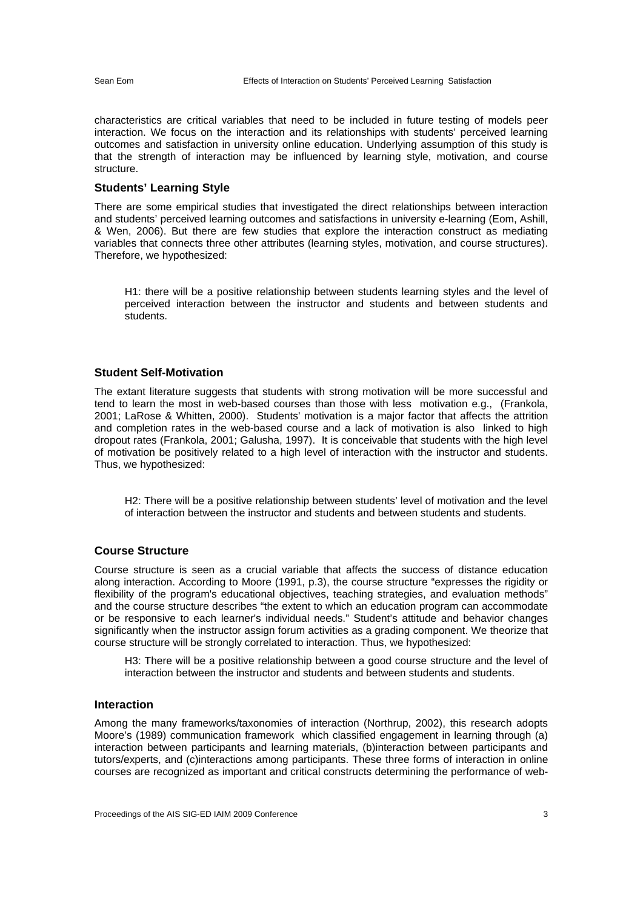characteristics are critical variables that need to be included in future testing of models peer interaction. We focus on the interaction and its relationships with students' perceived learning outcomes and satisfaction in university online education. Underlying assumption of this study is that the strength of interaction may be influenced by learning style, motivation, and course structure.

### Students' Learning Style

There are some empirical studies that investigated the direct relationships between interaction and students' perceived learning outcomes and satisfactions in university e-learning (Eom, Ashill, & Wen, 2006). But there are few studies that explore the interaction construct as mediating variables that connects three other attributes (learning styles, motivation, and course structures). Therefore, we hypothesized:

> H1: there will be a positive relationship between students learning styles and the level of perceived interaction between the instructor and students and between students and students.

### Student Self-Motivation

The extant literature suggests that students with strong motivation will be more successful and tend to learn the most in web-based courses than those with less motivation e.g., (Frankola, 2001; LaRose & Whitten, 2000). Students' motivation is a major factor that affects the attrition and completion rates in the web-based course and a lack of motivation is also linked to high dropout rates (Frankola, 2001; Galusha, 1997). It is conceivable that students with the high level of motivation be positively related to a high level of interaction with the instructor and students. Thus, we hypothesized:

> H2: There will be a positive relationship between students' level of motivation and the level of interaction between the instructor and students and between students and students.

### Course Structure

Course structure is seen as a crucial variable that affects the success of distance education along interaction. According to Moore (1991, p.3), the course structure "expresses the rigidity or flexibility of the program's educational objectives, teaching strategies, and evaluation methods" and the course structure describes "the extent to which an education program can accommodate or be responsive to each learner's individual needs." Student's attitude and behavior changes significantly when the instructor assign forum activities as a grading component. We theorize that course structure will be strongly correlated to interaction. Thus, we hypothesized:

> H3: There will be a positive relationship between a good course structure and the level of interaction between the instructor and students and between students and students.

### Interaction

Among the many frameworks/taxonomies of interaction (Northrup, 2002), this research adopts Moore's (1989) communication framework which classified engagement in learning through (a) interaction between participants and learning materials, (b)interaction between participants and tutors/experts, and (c)interactions among participants. These three forms of interaction in online courses are recognized as important and critical constructs determining the performance of web-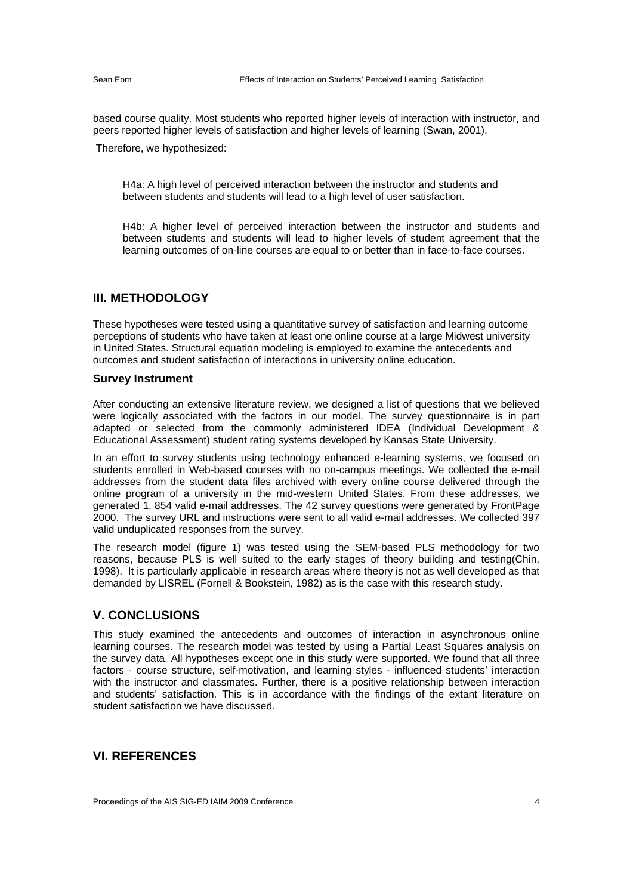based course quality. Most students who reported higher levels of interaction with instructor, and peers reported higher levels of satisfaction and higher levels of learning (Swan, 2001).

Therefore, we hypothesized:

> H4a: A high level of perceived interaction between the instructor and students and between students and students will lead to a high level of user satisfaction.
>
> H4b: A higher level of perceived interaction between the instructor and students and between students and students will lead to higher levels of student agreement that the learning outcomes of on-line courses are equal to or better than in face-to-face courses.

## III. METHODOLOGY

These hypotheses were tested using a quantitative survey of satisfaction and learning outcome perceptions of students who have taken at least one online course at a large Midwest university in United States. Structural equation modeling is employed to examine the antecedents and outcomes and student satisfaction of interactions in university online education.

### Survey Instrument

After conducting an extensive literature review, we designed a list of questions that we believed were logically associated with the factors in our model. The survey questionnaire is in part adapted or selected from the commonly administered IDEA (Individual Development & Educational Assessment) student rating systems developed by Kansas State University.

In an effort to survey students using technology enhanced e-learning systems, we focused on students enrolled in Web-based courses with no on-campus meetings. We collected the e-mail addresses from the student data files archived with every online course delivered through the online program of a university in the mid-western United States. From these addresses, we generated 1, 854 valid e-mail addresses. The 42 survey questions were generated by FrontPage 2000. The survey URL and instructions were sent to all valid e-mail addresses. We collected 397 valid unduplicated responses from the survey.

The research model (figure 1) was tested using the SEM-based PLS methodology for two reasons, because PLS is well suited to the early stages of theory building and testing(Chin, 1998). It is particularly applicable in research areas where theory is not as well developed as that demanded by LISREL (Fornell & Bookstein, 1982) as is the case with this research study.

## V. CONCLUSIONS

This study examined the antecedents and outcomes of interaction in asynchronous online learning courses. The research model was tested by using a Partial Least Squares analysis on the survey data. All hypotheses except one in this study were supported. We found that all three factors - course structure, self-motivation, and learning styles - influenced students' interaction with the instructor and classmates. Further, there is a positive relationship between interaction and students' satisfaction. This is in accordance with the findings of the extant literature on student satisfaction we have discussed.

## VI. REFERENCES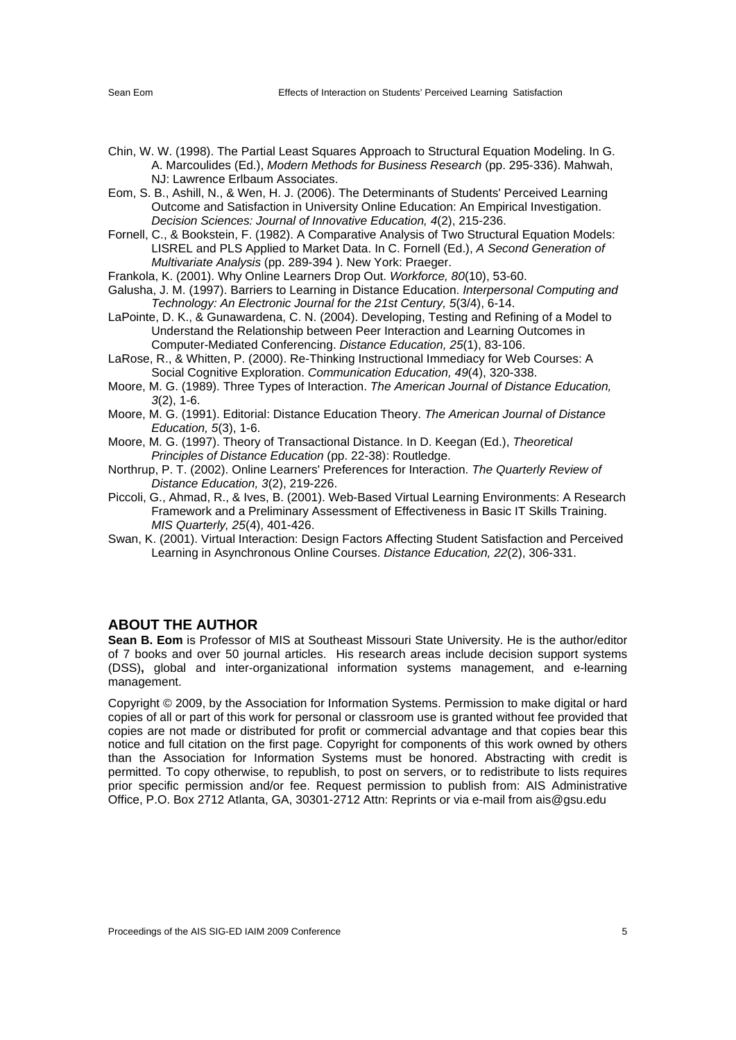Chin, W. W. (1998). The Partial Least Squares Approach to Structural Equation Modeling. In G. A. Marcoulides (Ed.), *Modern Methods for Business Research* (pp. 295-336). Mahwah, NJ: Lawrence Erlbaum Associates.

Eom, S. B., Ashill, N., & Wen, H. J. (2006). The Determinants of Students' Perceived Learning Outcome and Satisfaction in University Online Education: An Empirical Investigation. *Decision Sciences: Journal of Innovative Education, 4*(2), 215-236.

Fornell, C., & Bookstein, F. (1982). A Comparative Analysis of Two Structural Equation Models: LISREL and PLS Applied to Market Data. In C. Fornell (Ed.), *A Second Generation of Multivariate Analysis* (pp. 289-394 ). New York: Praeger.

Frankola, K. (2001). Why Online Learners Drop Out. *Workforce, 80*(10), 53-60.

Galusha, J. M. (1997). Barriers to Learning in Distance Education. *Interpersonal Computing and Technology: An Electronic Journal for the 21st Century, 5*(3/4), 6-14.

LaPointe, D. K., & Gunawardena, C. N. (2004). Developing, Testing and Refining of a Model to Understand the Relationship between Peer Interaction and Learning Outcomes in Computer-Mediated Conferencing. *Distance Education, 25*(1), 83-106.

LaRose, R., & Whitten, P. (2000). Re-Thinking Instructional Immediacy for Web Courses: A Social Cognitive Exploration. *Communication Education, 49*(4), 320-338.

Moore, M. G. (1989). Three Types of Interaction. *The American Journal of Distance Education, 3*(2), 1-6.

Moore, M. G. (1991). Editorial: Distance Education Theory. *The American Journal of Distance Education, 5*(3), 1-6.

Moore, M. G. (1997). Theory of Transactional Distance. In D. Keegan (Ed.), *Theoretical Principles of Distance Education* (pp. 22-38): Routledge.

Northrup, P. T. (2002). Online Learners' Preferences for Interaction. *The Quarterly Review of Distance Education, 3*(2), 219-226.

Piccoli, G., Ahmad, R., & Ives, B. (2001). Web-Based Virtual Learning Environments: A Research Framework and a Preliminary Assessment of Effectiveness in Basic IT Skills Training. *MIS Quarterly, 25*(4), 401-426.

Swan, K. (2001). Virtual Interaction: Design Factors Affecting Student Satisfaction and Perceived Learning in Asynchronous Online Courses. *Distance Education, 22*(2), 306-331.

## ABOUT THE AUTHOR

**Sean B. Eom** is Professor of MIS at Southeast Missouri State University. He is the author/editor of 7 books and over 50 journal articles. His research areas include decision support systems (DSS)**,** global and inter-organizational information systems management, and e-learning management.

Copyright © 2009, by the Association for Information Systems. Permission to make digital or hard copies of all or part of this work for personal or classroom use is granted without fee provided that copies are not made or distributed for profit or commercial advantage and that copies bear this notice and full citation on the first page. Copyright for components of this work owned by others than the Association for Information Systems must be honored. Abstracting with credit is permitted. To copy otherwise, to republish, to post on servers, or to redistribute to lists requires prior specific permission and/or fee. Request permission to publish from: AIS Administrative Office, P.O. Box 2712 Atlanta, GA, 30301-2712 Attn: Reprints or via e-mail from ais@gsu.edu